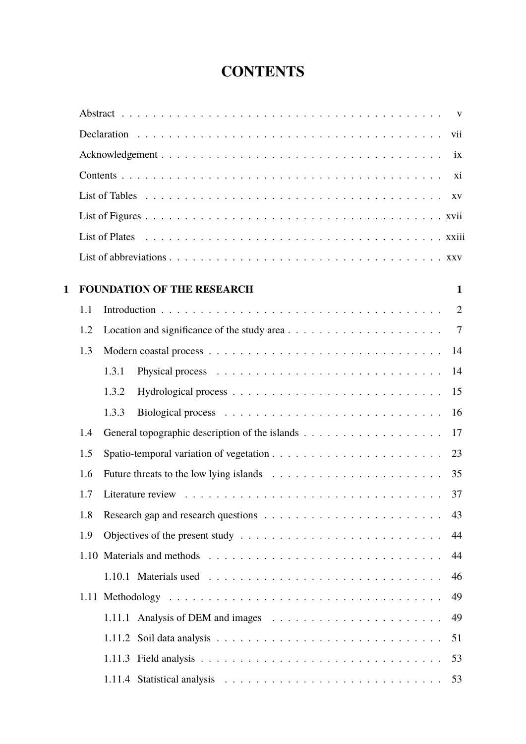# CONTENTS

- Abstract . . . v
- Declaration . . . vii
- Acknowledgement . . . ix
- Contents . . . xi
- List of Tables . . . xv
- List of Figures . . . xvii
- List of Plates . . . xxiii
- List of abbreviations . . . xxv

**1 FOUNDATION OF THE RESEARCH** **1**

- 1.1 Introduction . . . 2
- 1.2 Location and significance of the study area . . . 7
- 1.3 Modern coastal process . . . 14
  - 1.3.1 Physical process . . . 14
  - 1.3.2 Hydrological process . . . 15
  - 1.3.3 Biological process . . . 16
- 1.4 General topographic description of the islands . . . 17
- 1.5 Spatio-temporal variation of vegetation . . . 23
- 1.6 Future threats to the low lying islands . . . 35
- 1.7 Literature review . . . 37
- 1.8 Research gap and research questions . . . 43
- 1.9 Objectives of the present study . . . 44
- 1.10 Materials and methods . . . 44
  - 1.10.1 Materials used . . . 46
- 1.11 Methodology . . . 49
  - 1.11.1 Analysis of DEM and images . . . 49
  - 1.11.2 Soil data analysis . . . 51
  - 1.11.3 Field analysis . . . 53
  - 1.11.4 Statistical analysis . . . 53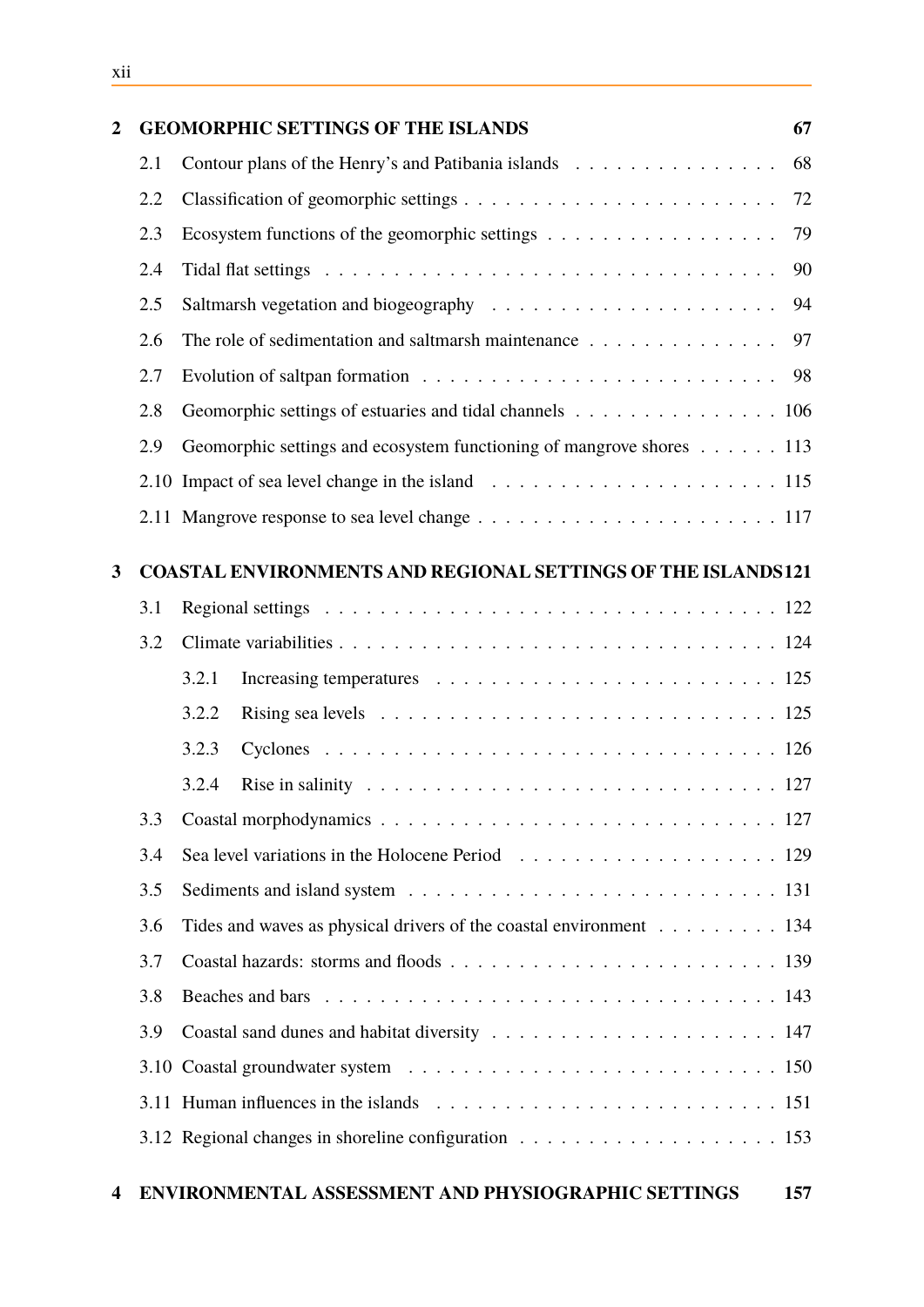**2 GEOMORPHIC SETTINGS OF THE ISLANDS** 67

- 2.1 Contour plans of the Henry's and Patibania islands . . . . . . . . . . . . . . . 68
- 2.2 Classification of geomorphic settings . . . . . . . . . . . . . . . . . . . . . . . 72
- 2.3 Ecosystem functions of the geomorphic settings . . . . . . . . . . . . . . . . . 79
- 2.4 Tidal flat settings . . . . . . . . . . . . . . . . . . . . . . . . . . . . . . . . . 90
- 2.5 Saltmarsh vegetation and biogeography . . . . . . . . . . . . . . . . . . . . 94
- 2.6 The role of sedimentation and saltmarsh maintenance . . . . . . . . . . . . . 97
- 2.7 Evolution of saltpan formation . . . . . . . . . . . . . . . . . . . . . . . . . 98
- 2.8 Geomorphic settings of estuaries and tidal channels . . . . . . . . . . . . . . . 106
- 2.9 Geomorphic settings and ecosystem functioning of mangrove shores . . . . . . 113
- 2.10 Impact of sea level change in the island . . . . . . . . . . . . . . . . . . . . 115
- 2.11 Mangrove response to sea level change . . . . . . . . . . . . . . . . . . . . . 117

**3 COASTAL ENVIRONMENTS AND REGIONAL SETTINGS OF THE ISLANDS** 121

- 3.1 Regional settings . . . . . . . . . . . . . . . . . . . . . . . . . . . . . . . . 122
- 3.2 Climate variabilities . . . . . . . . . . . . . . . . . . . . . . . . . . . . . . . 124
  - 3.2.1 Increasing temperatures . . . . . . . . . . . . . . . . . . . . . . . . . . 125
  - 3.2.2 Rising sea levels . . . . . . . . . . . . . . . . . . . . . . . . . . . . . 125
  - 3.2.3 Cyclones . . . . . . . . . . . . . . . . . . . . . . . . . . . . . . . . . 126
  - 3.2.4 Rise in salinity . . . . . . . . . . . . . . . . . . . . . . . . . . . . . . 127
- 3.3 Coastal morphodynamics . . . . . . . . . . . . . . . . . . . . . . . . . . . . 127
- 3.4 Sea level variations in the Holocene Period . . . . . . . . . . . . . . . . . . . 129
- 3.5 Sediments and island system . . . . . . . . . . . . . . . . . . . . . . . . . . 131
- 3.6 Tides and waves as physical drivers of the coastal environment . . . . . . . . . 134
- 3.7 Coastal hazards: storms and floods . . . . . . . . . . . . . . . . . . . . . . . 139
- 3.8 Beaches and bars . . . . . . . . . . . . . . . . . . . . . . . . . . . . . . . . 143
- 3.9 Coastal sand dunes and habitat diversity . . . . . . . . . . . . . . . . . . . . 147
- 3.10 Coastal groundwater system . . . . . . . . . . . . . . . . . . . . . . . . . . 150
- 3.11 Human influences in the islands . . . . . . . . . . . . . . . . . . . . . . . . 151
- 3.12 Regional changes in shoreline configuration . . . . . . . . . . . . . . . . . . 153

**4 ENVIRONMENTAL ASSESSMENT AND PHYSIOGRAPHIC SETTINGS** 157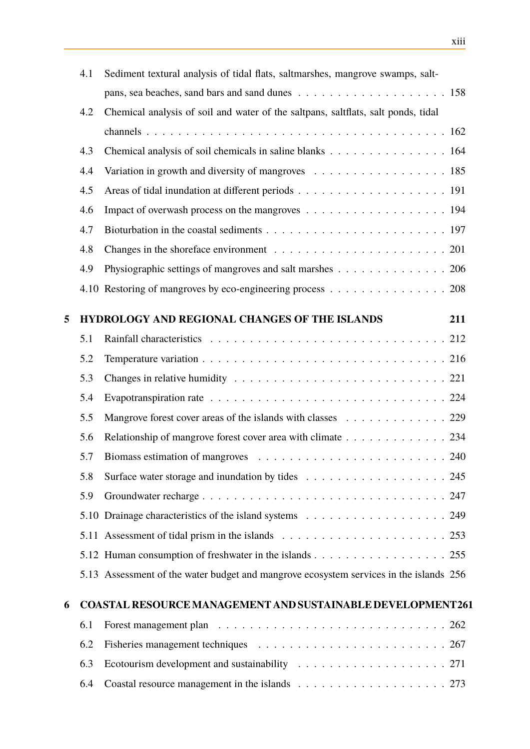4.1 Sediment textural analysis of tidal flats, saltmarshes, mangrove swamps, saltpans, sea beaches, sand bars and sand dunes . . . . . . . . . . . . . . . . . . . 158

4.2 Chemical analysis of soil and water of the saltpans, saltflats, salt ponds, tidal channels . . . . . . . . . . . . . . . . . . . . . . . . . . . . . . . . . . . . . 162

4.3 Chemical analysis of soil chemicals in saline blanks . . . . . . . . . . . . . . . 164

4.4 Variation in growth and diversity of mangroves . . . . . . . . . . . . . . . . . 185

4.5 Areas of tidal inundation at different periods . . . . . . . . . . . . . . . . . . . 191

4.6 Impact of overwash process on the mangroves . . . . . . . . . . . . . . . . . . 194

4.7 Bioturbation in the coastal sediments . . . . . . . . . . . . . . . . . . . . . . . 197

4.8 Changes in the shoreface environment . . . . . . . . . . . . . . . . . . . . . . 201

4.9 Physiographic settings of mangroves and salt marshes . . . . . . . . . . . . . . 206

4.10 Restoring of mangroves by eco-engineering process . . . . . . . . . . . . . . . 208

**5 HYDROLOGY AND REGIONAL CHANGES OF THE ISLANDS 211**

5.1 Rainfall characteristics . . . . . . . . . . . . . . . . . . . . . . . . . . . . . . 212

5.2 Temperature variation . . . . . . . . . . . . . . . . . . . . . . . . . . . . . . . 216

5.3 Changes in relative humidity . . . . . . . . . . . . . . . . . . . . . . . . . . . 221

5.4 Evapotranspiration rate . . . . . . . . . . . . . . . . . . . . . . . . . . . . . . 224

5.5 Mangrove forest cover areas of the islands with classes . . . . . . . . . . . . . 229

5.6 Relationship of mangrove forest cover area with climate . . . . . . . . . . . . . 234

5.7 Biomass estimation of mangroves . . . . . . . . . . . . . . . . . . . . . . . . 240

5.8 Surface water storage and inundation by tides . . . . . . . . . . . . . . . . . . 245

5.9 Groundwater recharge . . . . . . . . . . . . . . . . . . . . . . . . . . . . . . . 247

5.10 Drainage characteristics of the island systems . . . . . . . . . . . . . . . . . . 249

5.11 Assessment of tidal prism in the islands . . . . . . . . . . . . . . . . . . . . . 253

5.12 Human consumption of freshwater in the islands . . . . . . . . . . . . . . . . . 255

5.13 Assessment of the water budget and mangrove ecosystem services in the islands 256

**6 COASTAL RESOURCE MANAGEMENT AND SUSTAINABLE DEVELOPMENT 261**

6.1 Forest management plan . . . . . . . . . . . . . . . . . . . . . . . . . . . . . 262

6.2 Fisheries management techniques . . . . . . . . . . . . . . . . . . . . . . . . 267

6.3 Ecotourism development and sustainability . . . . . . . . . . . . . . . . . . . 271

6.4 Coastal resource management in the islands . . . . . . . . . . . . . . . . . . . 273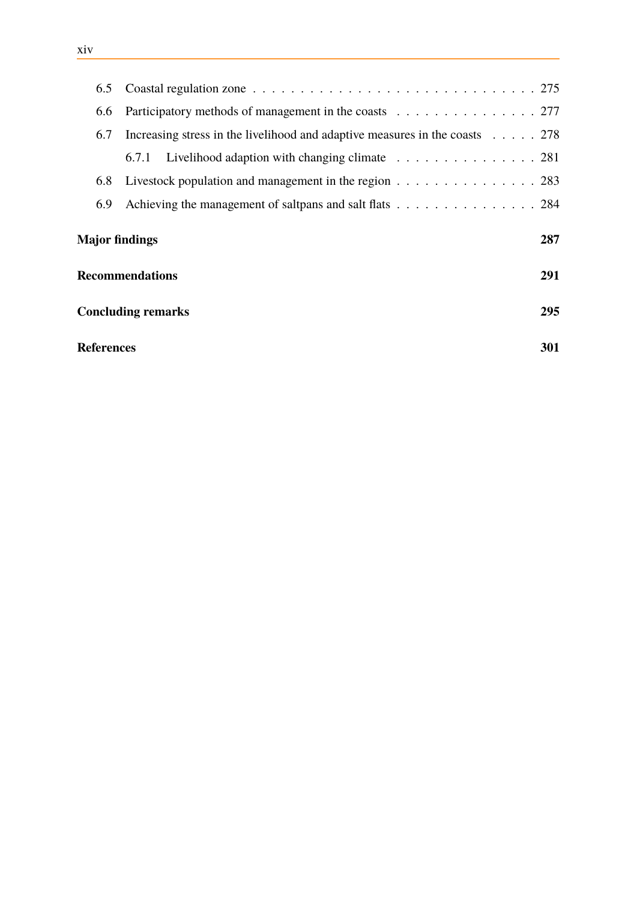6.5 Coastal regulation zone . . . . . . . . . . . . . . . . . . . . . . . . . . . . . 275

6.6 Participatory methods of management in the coasts . . . . . . . . . . . . . . . 277

6.7 Increasing stress in the livelihood and adaptive measures in the coasts . . . . . 278

6.7.1 Livelihood adaption with changing climate . . . . . . . . . . . . . . . . 281

6.8 Livestock population and management in the region . . . . . . . . . . . . . . . 283

6.9 Achieving the management of saltpans and salt flats . . . . . . . . . . . . . . . 284

**Major findings** **287**

**Recommendations** **291**

**Concluding remarks** **295**

**References** **301**